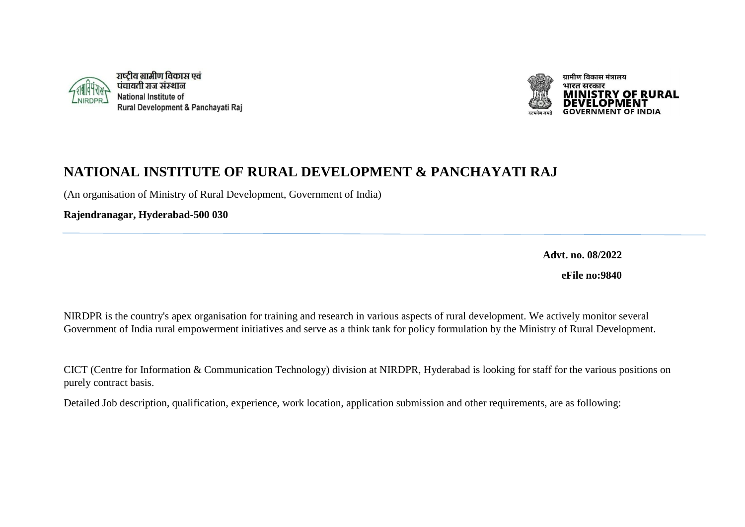राष्ट्रीय ग्रामीण विकास एवं पंचायती राज संस्थान
National Institute of Rural Development & Panchayati Raj

ग्रामीण विकास मंत्रालय
भारत सरकार
MINISTRY OF RURAL DEVELOPMENT
GOVERNMENT OF INDIA

# NATIONAL INSTITUTE OF RURAL DEVELOPMENT & PANCHAYATI RAJ

(An organisation of Ministry of Rural Development, Government of India)

**Rajendranagar, Hyderabad-500 030**

---

**Advt. no. 08/2022**

**eFile no:9840**

NIRDPR is the country's apex organisation for training and research in various aspects of rural development. We actively monitor several Government of India rural empowerment initiatives and serve as a think tank for policy formulation by the Ministry of Rural Development.

CICT (Centre for Information & Communication Technology) division at NIRDPR, Hyderabad is looking for staff for the various positions on purely contract basis.

Detailed Job description, qualification, experience, work location, application submission and other requirements, are as following: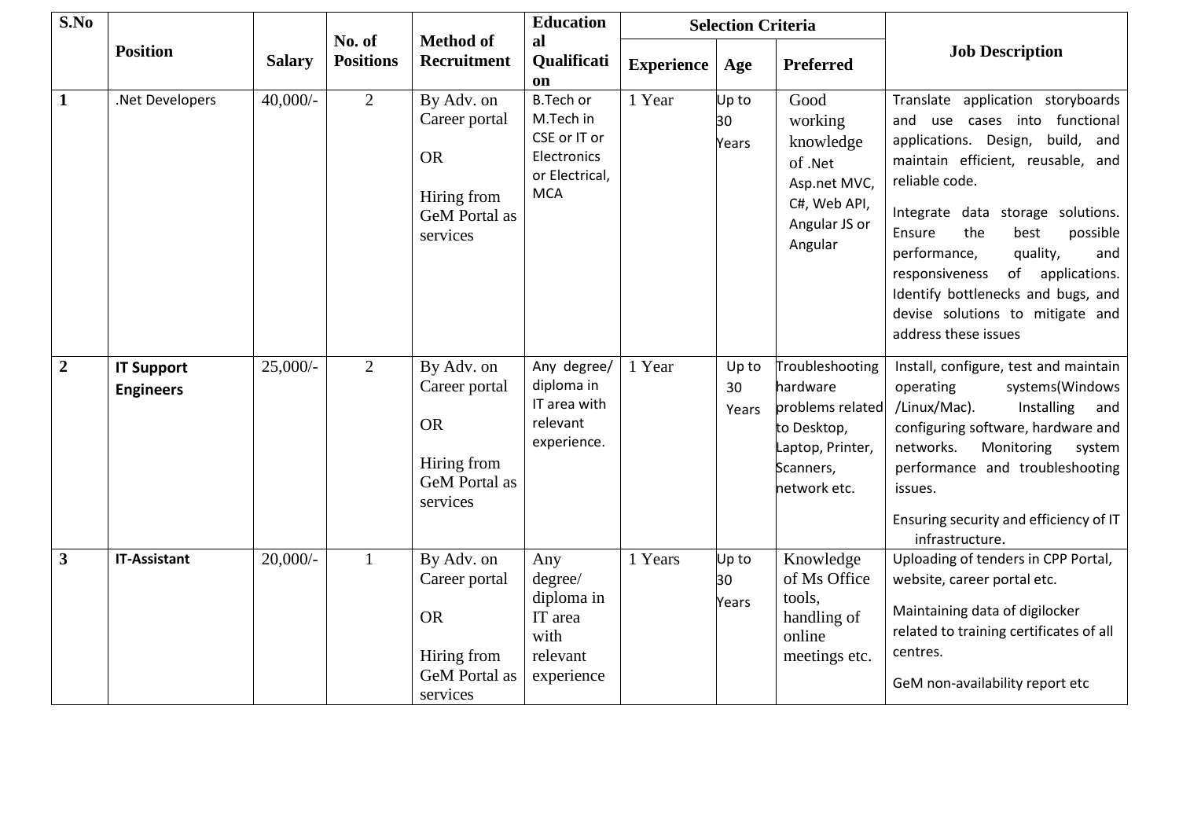| S.No | Position | Salary | No. of Positions | Method of Recruitment | Educational Qualification | Selection Criteria | | | Job Description |
|---|---|---|---|---|---|---|---|---|---|
| | | | | | | Experience | Age | Preferred | |
| 1 | .Net Developers | 40,000/- | 2 | By Adv. on Career portal<br><br>OR<br><br>Hiring from GeM Portal as services | B.Tech or M.Tech in CSE or IT or Electronics or Electrical, MCA | 1 Year | Up to 30 Years | Good working knowledge of .Net Asp.net MVC, C#, Web API, Angular JS or Angular | Translate application storyboards and use cases into functional applications. Design, build, and maintain efficient, reusable, and reliable code.<br><br>Integrate data storage solutions. Ensure the best possible performance, quality, and responsiveness of applications. Identify bottlenecks and bugs, and devise solutions to mitigate and address these issues |
| 2 | **IT Support Engineers** | 25,000/- | 2 | By Adv. on Career portal<br><br>OR<br><br>Hiring from GeM Portal as services | Any degree/ diploma in IT area with relevant experience. | 1 Year | Up to 30 Years | Troubleshooting hardware problems related to Desktop, Laptop, Printer, Scanners, network etc. | Install, configure, test and maintain operating systems(Windows /Linux/Mac). Installing and configuring software, hardware and networks. Monitoring system performance and troubleshooting issues.<br><br>Ensuring security and efficiency of IT infrastructure. |
| 3 | **IT-Assistant** | 20,000/- | 1 | By Adv. on Career portal<br><br>OR<br><br>Hiring from GeM Portal as services | Any degree/ diploma in IT area with relevant experience | 1 Years | Up to 30 Years | Knowledge of Ms Office tools, handling of online meetings etc. | Uploading of tenders in CPP Portal, website, career portal etc.<br><br>Maintaining data of digilocker related to training certificates of all centres.<br><br>GeM non-availability report etc |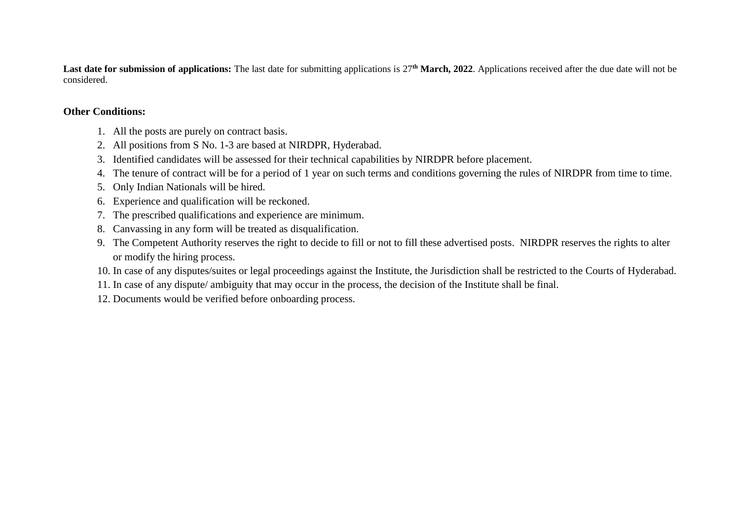**Last date for submission of applications:** The last date for submitting applications is 27th **March, 2022**. Applications received after the due date will not be considered.

**Other Conditions:**

1. All the posts are purely on contract basis.
2. All positions from S No. 1-3 are based at NIRDPR, Hyderabad.
3. Identified candidates will be assessed for their technical capabilities by NIRDPR before placement.
4. The tenure of contract will be for a period of 1 year on such terms and conditions governing the rules of NIRDPR from time to time.
5. Only Indian Nationals will be hired.
6. Experience and qualification will be reckoned.
7. The prescribed qualifications and experience are minimum.
8. Canvassing in any form will be treated as disqualification.
9. The Competent Authority reserves the right to decide to fill or not to fill these advertised posts. NIRDPR reserves the rights to alter or modify the hiring process.
10. In case of any disputes/suites or legal proceedings against the Institute, the Jurisdiction shall be restricted to the Courts of Hyderabad.
11. In case of any dispute/ ambiguity that may occur in the process, the decision of the Institute shall be final.
12. Documents would be verified before onboarding process.